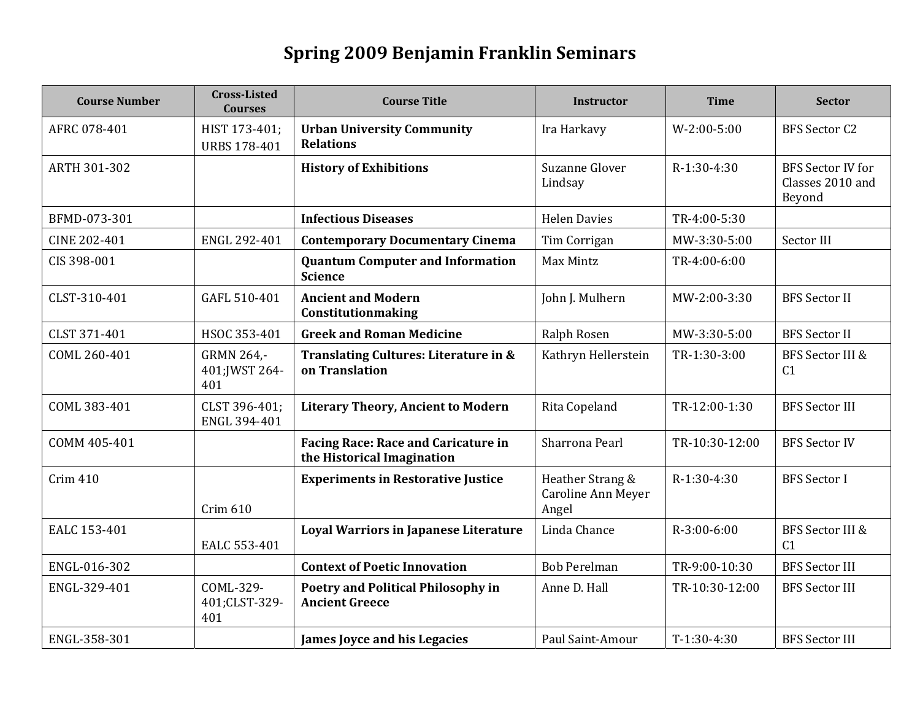# Spring 2009 Benjamin Franklin Seminars

| Course Number | Cross-Listed Courses | Course Title | Instructor | Time | Sector |
|---|---|---|---|---|---|
| AFRC 078-401 | HIST 173-401; URBS 178-401 | **Urban University Community Relations** | Ira Harkavy | W-2:00-5:00 | BFS Sector C2 |
| ARTH 301-302 | | **History of Exhibitions** | Suzanne Glover Lindsay | R-1:30-4:30 | BFS Sector IV for Classes 2010 and Beyond |
| BFMD-073-301 | | **Infectious Diseases** | Helen Davies | TR-4:00-5:30 | |
| CINE 202-401 | ENGL 292-401 | **Contemporary Documentary Cinema** | Tim Corrigan | MW-3:30-5:00 | Sector III |
| CIS 398-001 | | **Quantum Computer and Information Science** | Max Mintz | TR-4:00-6:00 | |
| CLST-310-401 | GAFL 510-401 | **Ancient and Modern Constitutionmaking** | John J. Mulhern | MW-2:00-3:30 | BFS Sector II |
| CLST 371-401 | HSOC 353-401 | **Greek and Roman Medicine** | Ralph Rosen | MW-3:30-5:00 | BFS Sector II |
| COML 260-401 | GRMN 264,-401;JWST 264-401 | **Translating Cultures: Literature in & on Translation** | Kathryn Hellerstein | TR-1:30-3:00 | BFS Sector III & C1 |
| COML 383-401 | CLST 396-401; ENGL 394-401 | **Literary Theory, Ancient to Modern** | Rita Copeland | TR-12:00-1:30 | BFS Sector III |
| COMM 405-401 | | **Facing Race: Race and Caricature in the Historical Imagination** | Sharrona Pearl | TR-10:30-12:00 | BFS Sector IV |
| Crim 410 | Crim 610 | **Experiments in Restorative Justice** | Heather Strang & Caroline Ann Meyer Angel | R-1:30-4:30 | BFS Sector I |
| EALC 153-401 | EALC 553-401 | **Loyal Warriors in Japanese Literature** | Linda Chance | R-3:00-6:00 | BFS Sector III & C1 |
| ENGL-016-302 | | **Context of Poetic Innovation** | Bob Perelman | TR-9:00-10:30 | BFS Sector III |
| ENGL-329-401 | COML-329-401;CLST-329-401 | **Poetry and Political Philosophy in Ancient Greece** | Anne D. Hall | TR-10:30-12:00 | BFS Sector III |
| ENGL-358-301 | | **James Joyce and his Legacies** | Paul Saint-Amour | T-1:30-4:30 | BFS Sector III |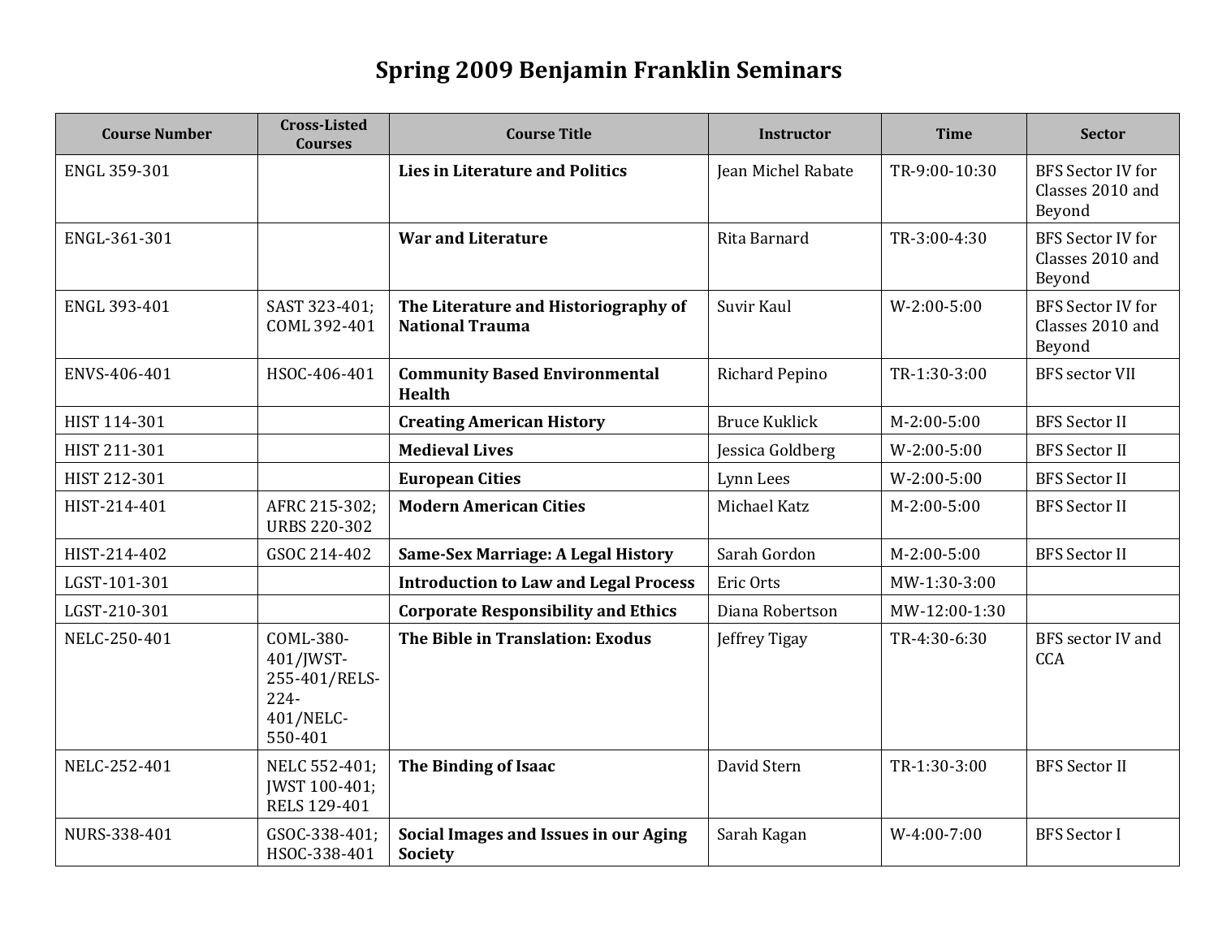# Spring 2009 Benjamin Franklin Seminars

| Course Number | Cross-Listed Courses | Course Title | Instructor | Time | Sector |
|---|---|---|---|---|---|
| ENGL 359-301 | | **Lies in Literature and Politics** | Jean Michel Rabate | TR-9:00-10:30 | BFS Sector IV for Classes 2010 and Beyond |
| ENGL-361-301 | | **War and Literature** | Rita Barnard | TR-3:00-4:30 | BFS Sector IV for Classes 2010 and Beyond |
| ENGL 393-401 | SAST 323-401; COML 392-401 | **The Literature and Historiography of National Trauma** | Suvir Kaul | W-2:00-5:00 | BFS Sector IV for Classes 2010 and Beyond |
| ENVS-406-401 | HSOC-406-401 | **Community Based Environmental Health** | Richard Pepino | TR-1:30-3:00 | BFS sector VII |
| HIST 114-301 | | **Creating American History** | Bruce Kuklick | M-2:00-5:00 | BFS Sector II |
| HIST 211-301 | | **Medieval Lives** | Jessica Goldberg | W-2:00-5:00 | BFS Sector II |
| HIST 212-301 | | **European Cities** | Lynn Lees | W-2:00-5:00 | BFS Sector II |
| HIST-214-401 | AFRC 215-302; URBS 220-302 | **Modern American Cities** | Michael Katz | M-2:00-5:00 | BFS Sector II |
| HIST-214-402 | GSOC 214-402 | **Same-Sex Marriage: A Legal History** | Sarah Gordon | M-2:00-5:00 | BFS Sector II |
| LGST-101-301 | | **Introduction to Law and Legal Process** | Eric Orts | MW-1:30-3:00 | |
| LGST-210-301 | | **Corporate Responsibility and Ethics** | Diana Robertson | MW-12:00-1:30 | |
| NELC-250-401 | COML-380-401/JWST-255-401/RELS-224-401/NELC-550-401 | **The Bible in Translation: Exodus** | Jeffrey Tigay | TR-4:30-6:30 | BFS sector IV and CCA |
| NELC-252-401 | NELC 552-401; JWST 100-401; RELS 129-401 | **The Binding of Isaac** | David Stern | TR-1:30-3:00 | BFS Sector II |
| NURS-338-401 | GSOC-338-401; HSOC-338-401 | **Social Images and Issues in our Aging Society** | Sarah Kagan | W-4:00-7:00 | BFS Sector I |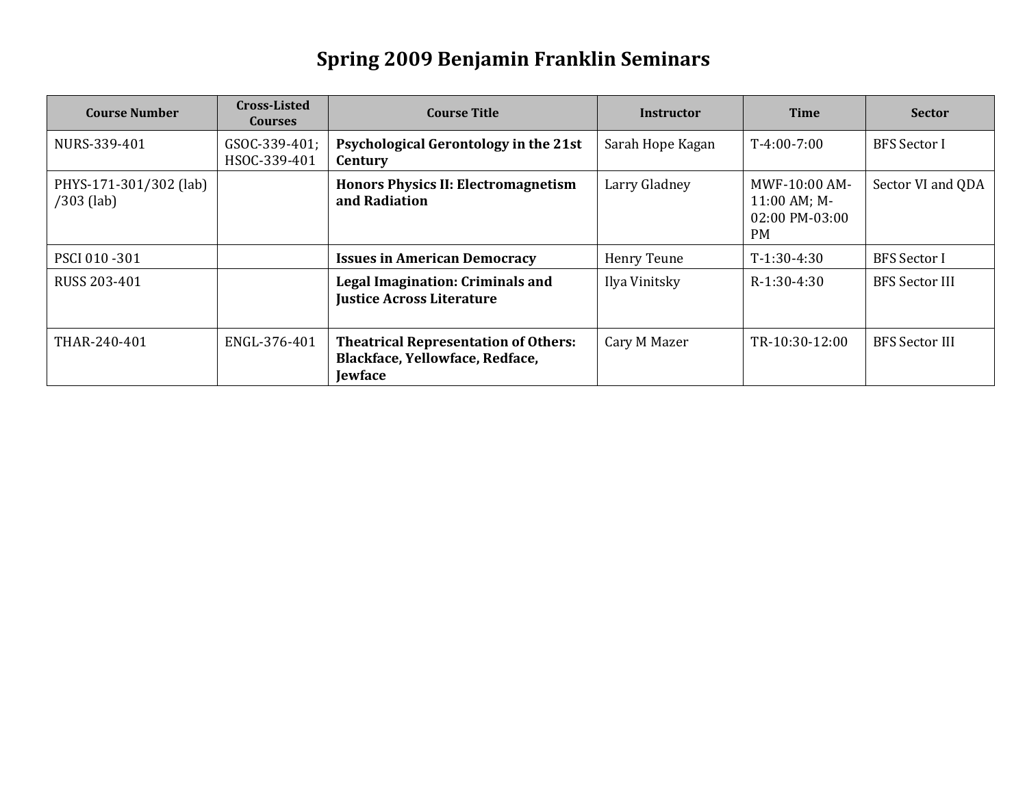# Spring 2009 Benjamin Franklin Seminars

| Course Number | Cross-Listed Courses | Course Title | Instructor | Time | Sector |
|---|---|---|---|---|---|
| NURS-339-401 | GSOC-339-401; HSOC-339-401 | **Psychological Gerontology in the 21st Century** | Sarah Hope Kagan | T-4:00-7:00 | BFS Sector I |
| PHYS-171-301/302 (lab) /303 (lab) | | **Honors Physics II: Electromagnetism and Radiation** | Larry Gladney | MWF-10:00 AM-11:00 AM; M-02:00 PM-03:00 PM | Sector VI and QDA |
| PSCI 010 -301 | | **Issues in American Democracy** | Henry Teune | T-1:30-4:30 | BFS Sector I |
| RUSS 203-401 | | **Legal Imagination: Criminals and Justice Across Literature** | Ilya Vinitsky | R-1:30-4:30 | BFS Sector III |
| THAR-240-401 | ENGL-376-401 | **Theatrical Representation of Others: Blackface, Yellowface, Redface, Jewface** | Cary M Mazer | TR-10:30-12:00 | BFS Sector III |